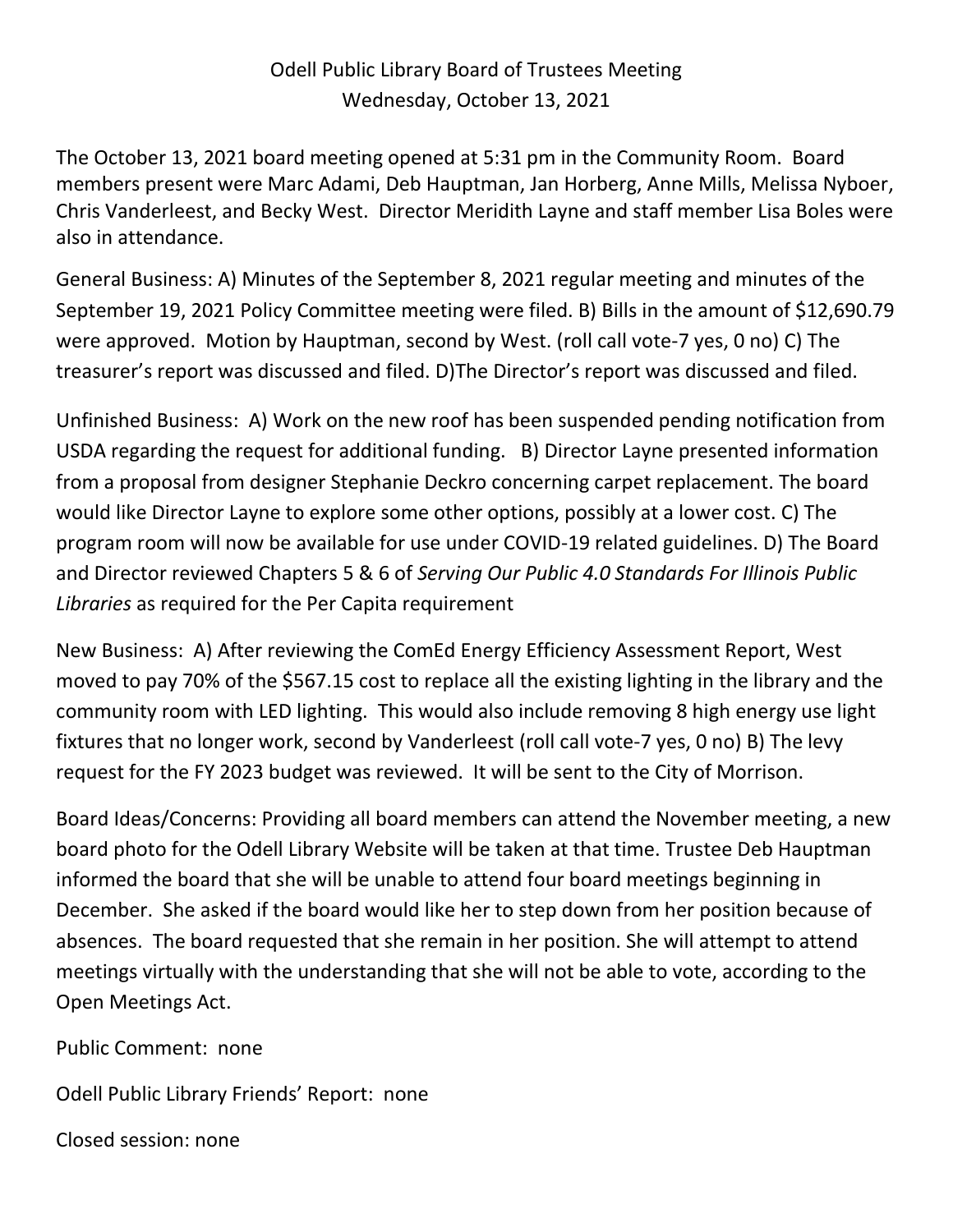# Odell Public Library Board of Trustees Meeting
## Wednesday, October 13, 2021

The October 13, 2021 board meeting opened at 5:31 pm in the Community Room. Board members present were Marc Adami, Deb Hauptman, Jan Horberg, Anne Mills, Melissa Nyboer, Chris Vanderleest, and Becky West. Director Meridith Layne and staff member Lisa Boles were also in attendance.

General Business: A) Minutes of the September 8, 2021 regular meeting and minutes of the September 19, 2021 Policy Committee meeting were filed. B) Bills in the amount of $12,690.79 were approved. Motion by Hauptman, second by West. (roll call vote-7 yes, 0 no) C) The treasurer's report was discussed and filed. D)The Director's report was discussed and filed.

Unfinished Business: A) Work on the new roof has been suspended pending notification from USDA regarding the request for additional funding. B) Director Layne presented information from a proposal from designer Stephanie Deckro concerning carpet replacement. The board would like Director Layne to explore some other options, possibly at a lower cost. C) The program room will now be available for use under COVID-19 related guidelines. D) The Board and Director reviewed Chapters 5 & 6 of *Serving Our Public 4.0 Standards For Illinois Public Libraries* as required for the Per Capita requirement

New Business: A) After reviewing the ComEd Energy Efficiency Assessment Report, West moved to pay 70% of the $567.15 cost to replace all the existing lighting in the library and the community room with LED lighting. This would also include removing 8 high energy use light fixtures that no longer work, second by Vanderleest (roll call vote-7 yes, 0 no) B) The levy request for the FY 2023 budget was reviewed. It will be sent to the City of Morrison.

Board Ideas/Concerns: Providing all board members can attend the November meeting, a new board photo for the Odell Library Website will be taken at that time. Trustee Deb Hauptman informed the board that she will be unable to attend four board meetings beginning in December. She asked if the board would like her to step down from her position because of absences. The board requested that she remain in her position. She will attempt to attend meetings virtually with the understanding that she will not be able to vote, according to the Open Meetings Act.

Public Comment: none

Odell Public Library Friends' Report: none

Closed session: none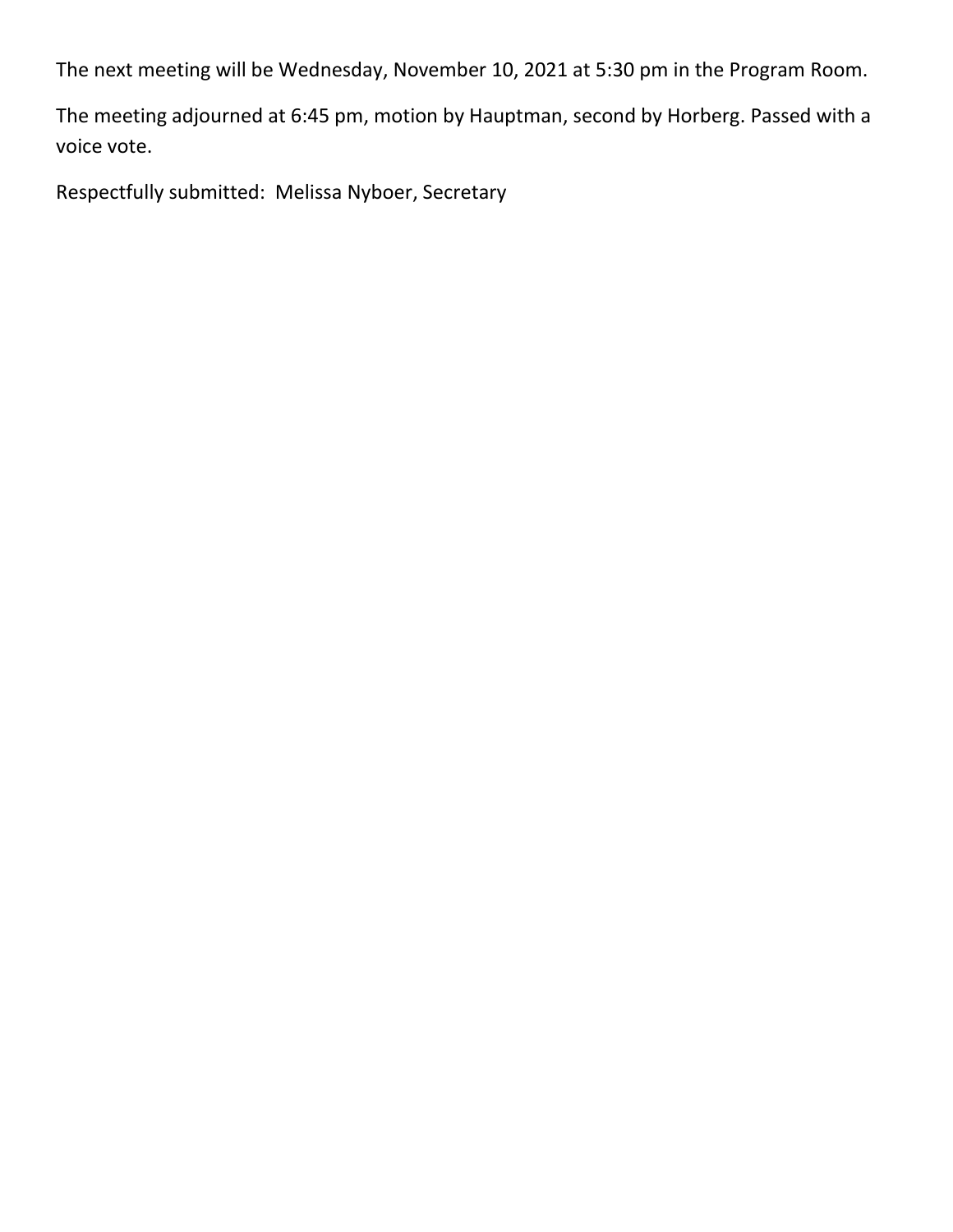The next meeting will be Wednesday, November 10, 2021 at 5:30 pm in the Program Room.

The meeting adjourned at 6:45 pm, motion by Hauptman, second by Horberg. Passed with a voice vote.

Respectfully submitted: Melissa Nyboer, Secretary